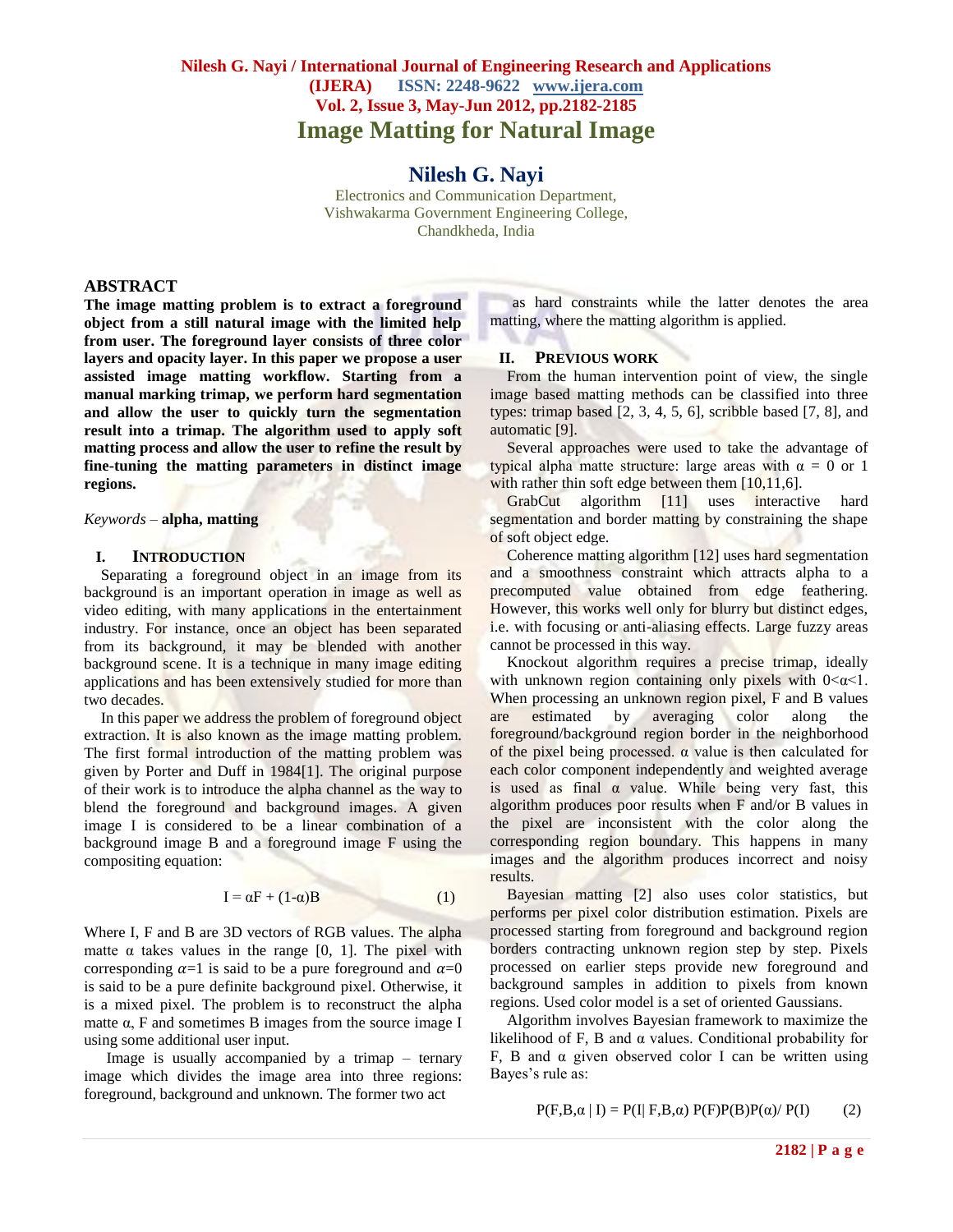# Image Matting for Natural Image

## Nilesh G. Nayi

Electronics and Communication Department,
Vishwakarma Government Engineering College,
Chandkheda, India

## ABSTRACT

**The image matting problem is to extract a foreground object from a still natural image with the limited help from user. The foreground layer consists of three color layers and opacity layer. In this paper we propose a user assisted image matting workflow. Starting from a manual marking trimap, we perform hard segmentation and allow the user to quickly turn the segmentation result into a trimap. The algorithm used to apply soft matting process and allow the user to refine the result by fine-tuning the matting parameters in distinct image regions.**

*Keywords* – **alpha, matting**

## I. Introduction

Separating a foreground object in an image from its background is an important operation in image as well as video editing, with many applications in the entertainment industry. For instance, once an object has been separated from its background, it may be blended with another background scene. It is a technique in many image editing applications and has been extensively studied for more than two decades.

In this paper we address the problem of foreground object extraction. It is also known as the image matting problem. The first formal introduction of the matting problem was given by Porter and Duff in 1984[1]. The original purpose of their work is to introduce the alpha channel as the way to blend the foreground and background images. A given image I is considered to be a linear combination of a background image B and a foreground image F using the compositing equation:

$$I = \alpha F + (1-\alpha)B \qquad (1)$$

Where I, F and B are 3D vectors of RGB values. The alpha matte $\alpha$ takes values in the range [0, 1]. The pixel with corresponding $\alpha$=1 is said to be a pure foreground and $\alpha$=0 is said to be a pure definite background pixel. Otherwise, it is a mixed pixel. The problem is to reconstruct the alpha matte $\alpha$, F and sometimes B images from the source image I using some additional user input.

Image is usually accompanied by a trimap – ternary image which divides the image area into three regions: foreground, background and unknown. The former two act as hard constraints while the latter denotes the area matting, where the matting algorithm is applied.

## II. Previous work

From the human intervention point of view, the single image based matting methods can be classified into three types: trimap based [2, 3, 4, 5, 6], scribble based [7, 8], and automatic [9].

Several approaches were used to take the advantage of typical alpha matte structure: large areas with $\alpha$ = 0 or 1 with rather thin soft edge between them [10,11,6].

GrabCut algorithm [11] uses interactive hard segmentation and border matting by constraining the shape of soft object edge.

Coherence matting algorithm [12] uses hard segmentation and a smoothness constraint which attracts alpha to a precomputed value obtained from edge feathering. However, this works well only for blurry but distinct edges, i.e. with focusing or anti-aliasing effects. Large fuzzy areas cannot be processed in this way.

Knockout algorithm requires a precise trimap, ideally with unknown region containing only pixels with $0<\alpha<1$. When processing an unknown region pixel, F and B values are estimated by averaging color along the foreground/background region border in the neighborhood of the pixel being processed. $\alpha$ value is then calculated for each color component independently and weighted average is used as final $\alpha$ value. While being very fast, this algorithm produces poor results when F and/or B values in the pixel are inconsistent with the color along the corresponding region boundary. This happens in many images and the algorithm produces incorrect and noisy results.

Bayesian matting [2] also uses color statistics, but performs per pixel color distribution estimation. Pixels are processed starting from foreground and background region borders contracting unknown region step by step. Pixels processed on earlier steps provide new foreground and background samples in addition to pixels from known regions. Used color model is a set of oriented Gaussians.

Algorithm involves Bayesian framework to maximize the likelihood of F, B and $\alpha$ values. Conditional probability for F, B and $\alpha$ given observed color I can be written using Bayes's rule as:

$$P(F,B,\alpha \mid I) = P(I \mid F,B,\alpha)\, P(F)P(B)P(\alpha) / P(I) \qquad (2)$$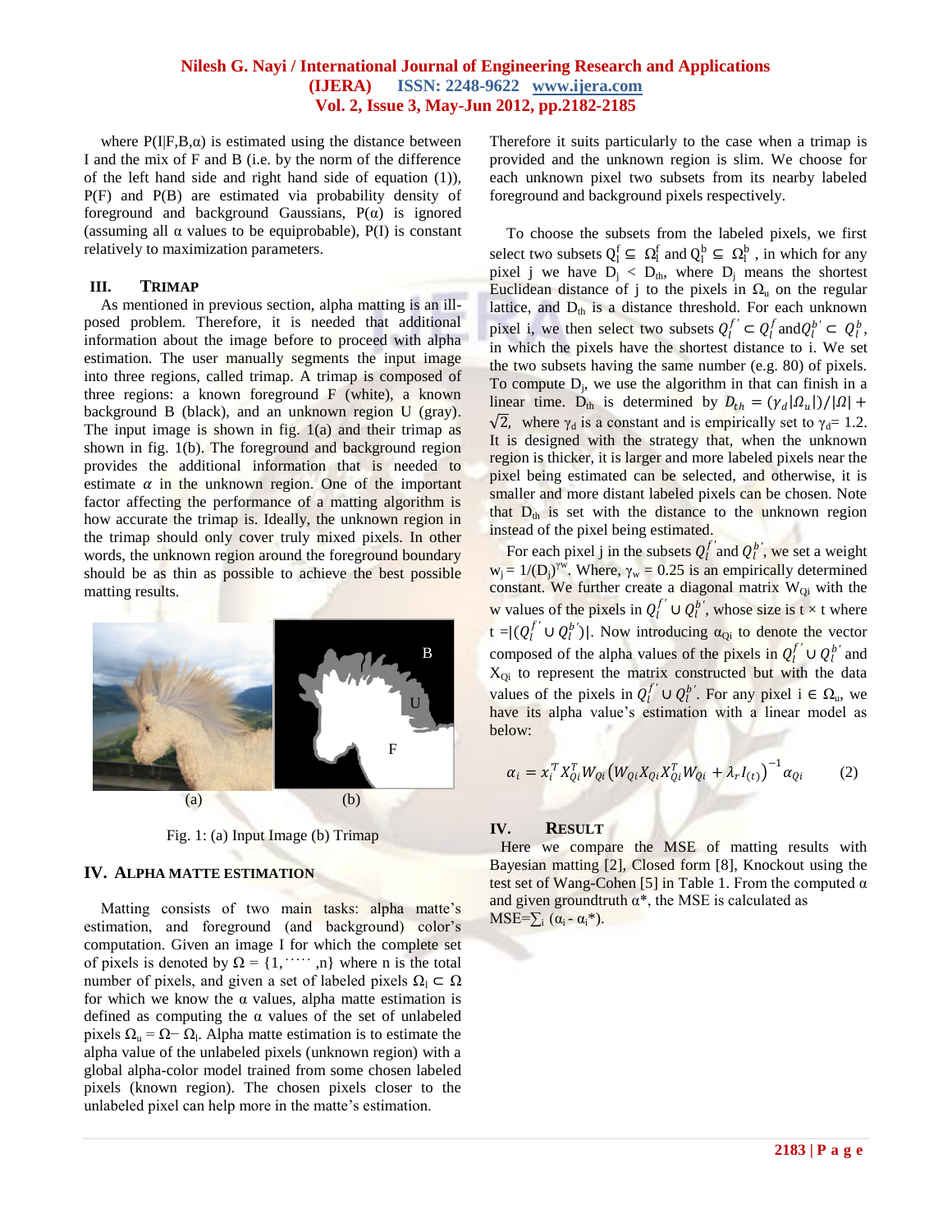where P(I|F,B,α) is estimated using the distance between I and the mix of F and B (i.e. by the norm of the difference of the left hand side and right hand side of equation (1)), P(F) and P(B) are estimated via probability density of foreground and background Gaussians, P(α) is ignored (assuming all α values to be equiprobable), P(I) is constant relatively to maximization parameters.

## III. TRIMAP

As mentioned in previous section, alpha matting is an ill-posed problem. Therefore, it is needed that additional information about the image before to proceed with alpha estimation. The user manually segments the input image into three regions, called trimap. A trimap is composed of three regions: a known foreground F (white), a known background B (black), and an unknown region U (gray). The input image is shown in fig. 1(a) and their trimap as shown in fig. 1(b). The foreground and background region provides the additional information that is needed to estimate $\alpha$ in the unknown region. One of the important factor affecting the performance of a matting algorithm is how accurate the trimap is. Ideally, the unknown region in the trimap should only cover truly mixed pixels. In other words, the unknown region around the foreground boundary should be as thin as possible to achieve the best possible matting results.

(a) (b)

Fig. 1: (a) Input Image (b) Trimap

## IV. ALPHA MATTE ESTIMATION

Matting consists of two main tasks: alpha matte's estimation, and foreground (and background) color's computation. Given an image I for which the complete set of pixels is denoted by $\Omega = \{1, \cdots, n\}$ where n is the total number of pixels, and given a set of labeled pixels $\Omega_l \subset \Omega$ for which we know the α values, alpha matte estimation is defined as computing the α values of the set of unlabeled pixels $\Omega_u = \Omega - \Omega_l$. Alpha matte estimation is to estimate the alpha value of the unlabeled pixels (unknown region) with a global alpha-color model trained from some chosen labeled pixels (known region). The chosen pixels closer to the unlabeled pixel can help more in the matte's estimation. Therefore it suits particularly to the case when a trimap is provided and the unknown region is slim. We choose for each unknown pixel two subsets from its nearby labeled foreground and background pixels respectively.

To choose the subsets from the labeled pixels, we first select two subsets $Q_l^f \subseteq \Omega_l^f$ and $Q_l^b \subseteq \Omega_l^b$, in which for any pixel j we have $D_j < D_{th}$, where $D_j$ means the shortest Euclidean distance of j to the pixels in $\Omega_u$ on the regular lattice, and $D_{th}$ is a distance threshold. For each unknown pixel i, we then select two subsets $Q_l^{f'} \subset Q_l^f$ and $Q_l^{b'} \subset Q_l^b$, in which the pixels have the shortest distance to i. We set the two subsets having the same number (e.g. 80) of pixels. To compute $D_j$, we use the algorithm in that can finish in a linear time. $D_{th}$ is determined by $D_{th} = (\gamma_d|\Omega_u|)/|\Omega| + \sqrt{2}$, where $\gamma_d$ is a constant and is empirically set to $\gamma_d = 1.2$. It is designed with the strategy that, when the unknown region is thicker, it is larger and more labeled pixels near the pixel being estimated can be selected, and otherwise, it is smaller and more distant labeled pixels can be chosen. Note that $D_{th}$ is set with the distance to the unknown region instead of the pixel being estimated.

For each pixel j in the subsets $Q_l^{f'}$ and $Q_l^{b'}$, we set a weight $w_j = 1/(D_j)^{\gamma w}$. Where, $\gamma_w = 0.25$ is an empirically determined constant. We further create a diagonal matrix $W_{Qi}$ with the w values of the pixels in $Q_l^{f'} \cup Q_l^{b'}$, whose size is t × t where $t = |(Q_l^{f'} \cup Q_l^{b'})|$. Now introducing $\alpha_{Qi}$ to denote the vector composed of the alpha values of the pixels in $Q_l^{f'} \cup Q_l^{b'}$ and $X_{Qi}$ to represent the matrix constructed but with the data values of the pixels in $Q_l^{f'} \cup Q_l^{b'}$. For any pixel $i \in \Omega_u$, we have its alpha value's estimation with a linear model as below:

$$\alpha_i = x_i^T X_{Qi}^T W_{Qi} \left( W_{Qi} X_{Qi} X_{Qi}^T W_{Qi} + \lambda_r I_{(t)} \right)^{-1} \alpha_{Qi} \qquad (2)$$

## IV. RESULT

Here we compare the MSE of matting results with Bayesian matting [2], Closed form [8], Knockout using the test set of Wang-Cohen [5] in Table 1. From the computed α and given groundtruth α*, the MSE is calculated as $MSE = \sum_i (\alpha_i - \alpha_i^*)$.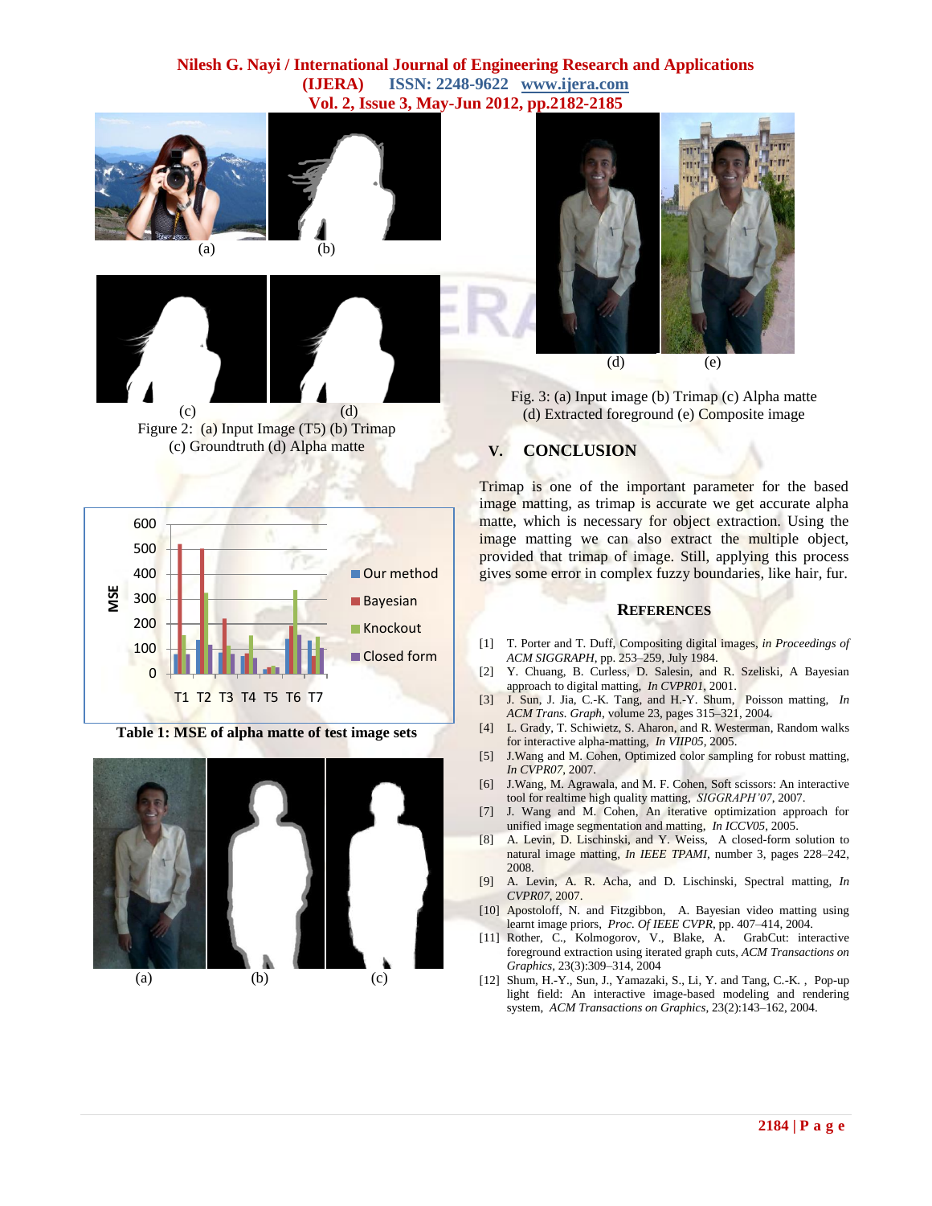(a) (b)

(c) (d)

Figure 2: (a) Input Image (T5) (b) Trimap (c) Groundtruth (d) Alpha matte

600
500
400
300
200
100
0

MSE

T1 T2 T3 T4 T5 T6 T7

Our method
Bayesian
Knockout
Closed form

**Table 1: MSE of alpha matte of test image sets**

(a) (b) (c)

(d) (e)

Fig. 3: (a) Input image (b) Trimap (c) Alpha matte (d) Extracted foreground (e) Composite image

## V. CONCLUSION

Trimap is one of the important parameter for the based image matting, as trimap is accurate we get accurate alpha matte, which is necessary for object extraction. Using the image matting we can also extract the multiple object, provided that trimap of image. Still, applying this process gives some error in complex fuzzy boundaries, like hair, fur.

## REFERENCES

[1] T. Porter and T. Duff, Compositing digital images, *in Proceedings of ACM SIGGRAPH*, pp. 253–259, July 1984.

[2] Y. Chuang, B. Curless, D. Salesin, and R. Szeliski, A Bayesian approach to digital matting, *In CVPR01*, 2001.

[3] J. Sun, J. Jia, C.-K. Tang, and H.-Y. Shum, Poisson matting, *In ACM Trans. Graph*, volume 23, pages 315–321, 2004.

[4] L. Grady, T. Schiwietz, S. Aharon, and R. Westerman, Random walks for interactive alpha-matting, *In VIIP05*, 2005.

[5] J.Wang and M. Cohen, Optimized color sampling for robust matting, *In CVPR07*, 2007.

[6] J.Wang, M. Agrawala, and M. F. Cohen, Soft scissors: An interactive tool for realtime high quality matting, *SIGGRAPH'07*, 2007.

[7] J. Wang and M. Cohen, An iterative optimization approach for unified image segmentation and matting, *In ICCV05*, 2005.

[8] A. Levin, D. Lischinski, and Y. Weiss, A closed-form solution to natural image matting, *In IEEE TPAMI*, number 3, pages 228–242, 2008.

[9] A. Levin, A. R. Acha, and D. Lischinski, Spectral matting, *In CVPR07*, 2007.

[10] Apostoloff, N. and Fitzgibbon, A. Bayesian video matting using learnt image priors, *Proc. Of IEEE CVPR*, pp. 407–414, 2004.

[11] Rother, C., Kolmogorov, V., Blake, A. GrabCut: interactive foreground extraction using iterated graph cuts, *ACM Transactions on Graphics*, 23(3):309–314, 2004

[12] Shum, H.-Y., Sun, J., Yamazaki, S., Li, Y. and Tang, C.-K. , Pop-up light field: An interactive image-based modeling and rendering system, *ACM Transactions on Graphics*, 23(2):143–162, 2004.